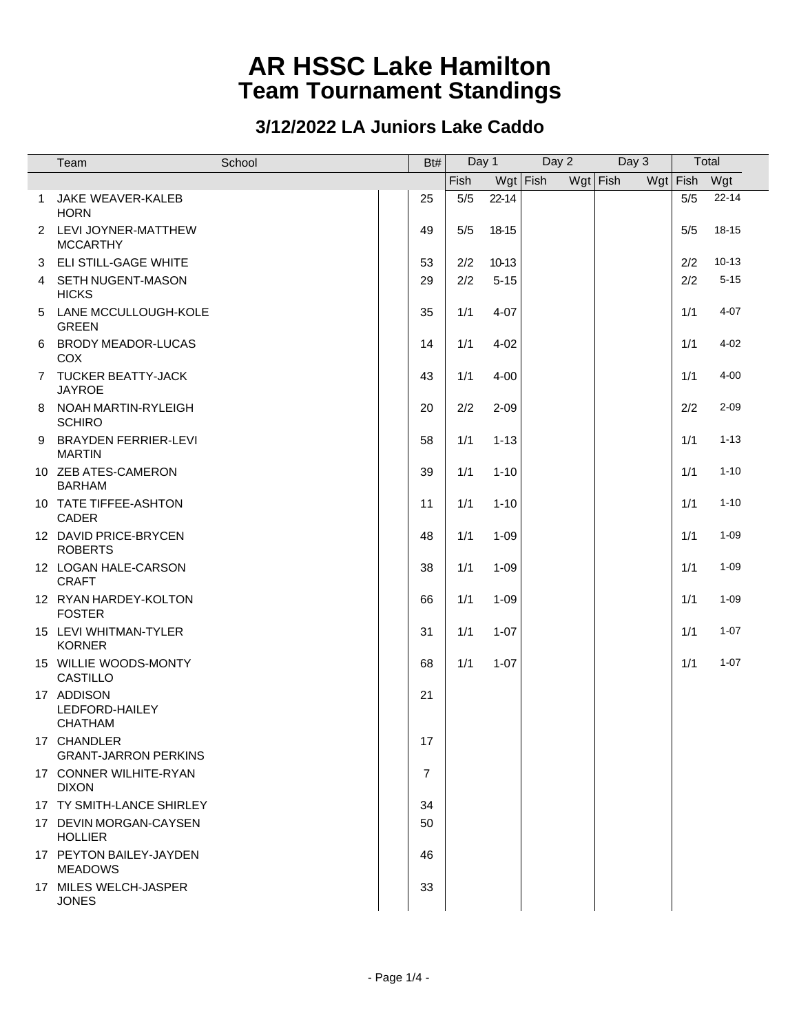# AR HSSC Lake Hamilton
## Team Tournament Standings

### 3/12/2022 LA Juniors Lake Caddo

| | Team | School | Bt# | Day 1 | | Day 2 | | Day 3 | | Total | |
|---|---|---|---|---|---|---|---|---|---|---|---|
| | | | | Fish | Wgt | Fish | Wgt | Fish | Wgt | Fish | Wgt |
| 1 | JAKE WEAVER-KALEB HORN | | 25 | 5/5 | 22-14 | | | | | 5/5 | 22-14 |
| 2 | LEVI JOYNER-MATTHEW MCCARTHY | | 49 | 5/5 | 18-15 | | | | | 5/5 | 18-15 |
| 3 | ELI STILL-GAGE WHITE | | 53 | 2/2 | 10-13 | | | | | 2/2 | 10-13 |
| 4 | SETH NUGENT-MASON HICKS | | 29 | 2/2 | 5-15 | | | | | 2/2 | 5-15 |
| 5 | LANE MCCULLOUGH-KOLE GREEN | | 35 | 1/1 | 4-07 | | | | | 1/1 | 4-07 |
| 6 | BRODY MEADOR-LUCAS COX | | 14 | 1/1 | 4-02 | | | | | 1/1 | 4-02 |
| 7 | TUCKER BEATTY-JACK JAYROE | | 43 | 1/1 | 4-00 | | | | | 1/1 | 4-00 |
| 8 | NOAH MARTIN-RYLEIGH SCHIRO | | 20 | 2/2 | 2-09 | | | | | 2/2 | 2-09 |
| 9 | BRAYDEN FERRIER-LEVI MARTIN | | 58 | 1/1 | 1-13 | | | | | 1/1 | 1-13 |
| 10 | ZEB ATES-CAMERON BARHAM | | 39 | 1/1 | 1-10 | | | | | 1/1 | 1-10 |
| 10 | TATE TIFFEE-ASHTON CADER | | 11 | 1/1 | 1-10 | | | | | 1/1 | 1-10 |
| 12 | DAVID PRICE-BRYCEN ROBERTS | | 48 | 1/1 | 1-09 | | | | | 1/1 | 1-09 |
| 12 | LOGAN HALE-CARSON CRAFT | | 38 | 1/1 | 1-09 | | | | | 1/1 | 1-09 |
| 12 | RYAN HARDEY-KOLTON FOSTER | | 66 | 1/1 | 1-09 | | | | | 1/1 | 1-09 |
| 15 | LEVI WHITMAN-TYLER KORNER | | 31 | 1/1 | 1-07 | | | | | 1/1 | 1-07 |
| 15 | WILLIE WOODS-MONTY CASTILLO | | 68 | 1/1 | 1-07 | | | | | 1/1 | 1-07 |
| 17 | ADDISON LEDFORD-HAILEY CHATHAM | | 21 | | | | | | | | |
| 17 | CHANDLER GRANT-JARRON PERKINS | | 17 | | | | | | | | |
| 17 | CONNER WILHITE-RYAN DIXON | | 7 | | | | | | | | |
| 17 | TY SMITH-LANCE SHIRLEY | | 34 | | | | | | | | |
| 17 | DEVIN MORGAN-CAYSEN HOLLIER | | 50 | | | | | | | | |
| 17 | PEYTON BAILEY-JAYDEN MEADOWS | | 46 | | | | | | | | |
| 17 | MILES WELCH-JASPER JONES | | 33 | | | | | | | | |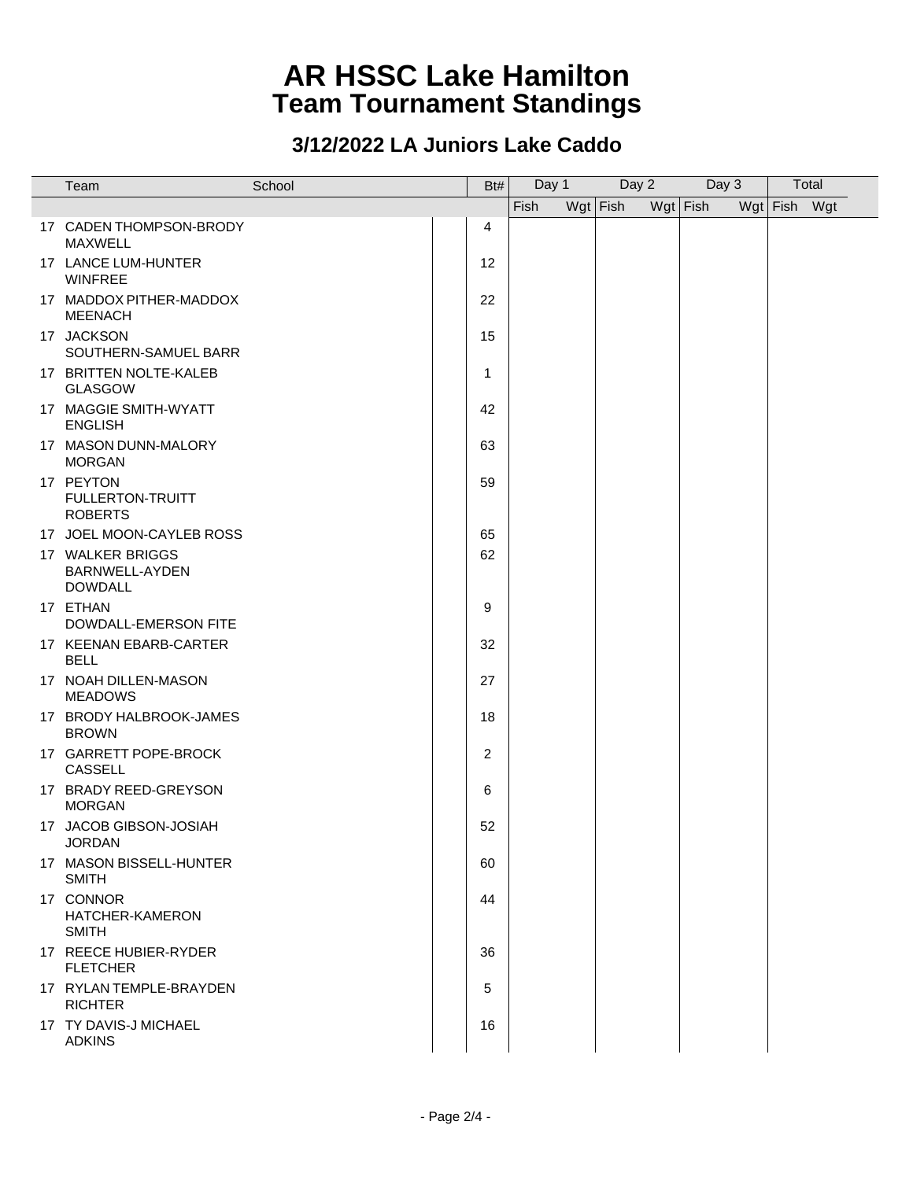# AR HSSC Lake Hamilton
# Team Tournament Standings

## 3/12/2022 LA Juniors Lake Caddo

| | Team | School | Bt# | Day 1 | | Day 2 | | Day 3 | | Total | |
|---|---|---|---|---|---|---|---|---|---|---|---|
| | | | | Fish | Wgt | Fish | Wgt | Fish | Wgt | Fish | Wgt |
| 17 | CADEN THOMPSON-BRODY MAXWELL | | 4 | | | | | | | | |
| 17 | LANCE LUM-HUNTER WINFREE | | 12 | | | | | | | | |
| 17 | MADDOX PITHER-MADDOX MEENACH | | 22 | | | | | | | | |
| 17 | JACKSON SOUTHERN-SAMUEL BARR | | 15 | | | | | | | | |
| 17 | BRITTEN NOLTE-KALEB GLASGOW | | 1 | | | | | | | | |
| 17 | MAGGIE SMITH-WYATT ENGLISH | | 42 | | | | | | | | |
| 17 | MASON DUNN-MALORY MORGAN | | 63 | | | | | | | | |
| 17 | PEYTON FULLERTON-TRUITT ROBERTS | | 59 | | | | | | | | |
| 17 | JOEL MOON-CAYLEB ROSS | | 65 | | | | | | | | |
| 17 | WALKER BRIGGS BARNWELL-AYDEN DOWDALL | | 62 | | | | | | | | |
| 17 | ETHAN DOWDALL-EMERSON FITE | | 9 | | | | | | | | |
| 17 | KEENAN EBARB-CARTER BELL | | 32 | | | | | | | | |
| 17 | NOAH DILLEN-MASON MEADOWS | | 27 | | | | | | | | |
| 17 | BRODY HALBROOK-JAMES BROWN | | 18 | | | | | | | | |
| 17 | GARRETT POPE-BROCK CASSELL | | 2 | | | | | | | | |
| 17 | BRADY REED-GREYSON MORGAN | | 6 | | | | | | | | |
| 17 | JACOB GIBSON-JOSIAH JORDAN | | 52 | | | | | | | | |
| 17 | MASON BISSELL-HUNTER SMITH | | 60 | | | | | | | | |
| 17 | CONNOR HATCHER-KAMERON SMITH | | 44 | | | | | | | | |
| 17 | REECE HUBIER-RYDER FLETCHER | | 36 | | | | | | | | |
| 17 | RYLAN TEMPLE-BRAYDEN RICHTER | | 5 | | | | | | | | |
| 17 | TY DAVIS-J MICHAEL ADKINS | | 16 | | | | | | | | |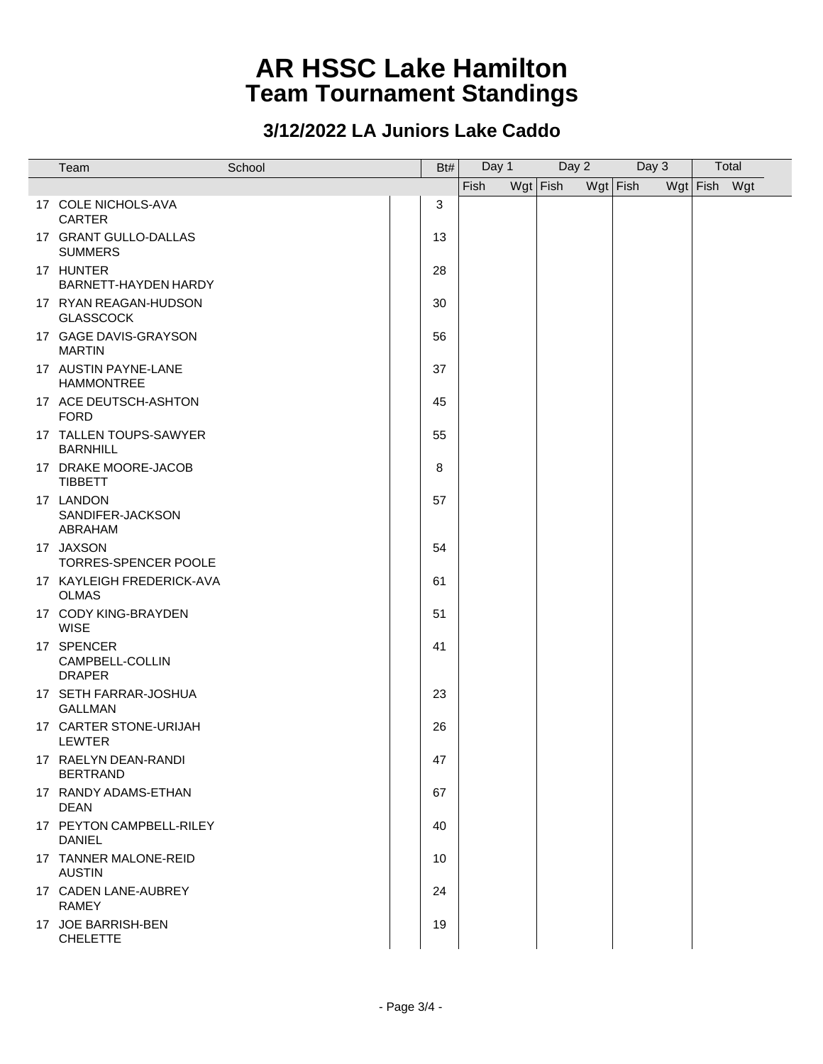# AR HSSC Lake Hamilton
# Team Tournament Standings

## 3/12/2022 LA Juniors Lake Caddo

| | Team | School | Bt# | Day 1 | | Day 2 | | Day 3 | | Total | |
|---|---|---|---|---|---|---|---|---|---|---|---|
| | | | | Fish | Wgt | Fish | Wgt | Fish | Wgt | Fish | Wgt |
| 17 | COLE NICHOLS-AVA CARTER | | 3 | | | | | | | | |
| 17 | GRANT GULLO-DALLAS SUMMERS | | 13 | | | | | | | | |
| 17 | HUNTER BARNETT-HAYDEN HARDY | | 28 | | | | | | | | |
| 17 | RYAN REAGAN-HUDSON GLASSCOCK | | 30 | | | | | | | | |
| 17 | GAGE DAVIS-GRAYSON MARTIN | | 56 | | | | | | | | |
| 17 | AUSTIN PAYNE-LANE HAMMONTREE | | 37 | | | | | | | | |
| 17 | ACE DEUTSCH-ASHTON FORD | | 45 | | | | | | | | |
| 17 | TALLEN TOUPS-SAWYER BARNHILL | | 55 | | | | | | | | |
| 17 | DRAKE MOORE-JACOB TIBBETT | | 8 | | | | | | | | |
| 17 | LANDON SANDIFER-JACKSON ABRAHAM | | 57 | | | | | | | | |
| 17 | JAXSON TORRES-SPENCER POOLE | | 54 | | | | | | | | |
| 17 | KAYLEIGH FREDERICK-AVA OLMAS | | 61 | | | | | | | | |
| 17 | CODY KING-BRAYDEN WISE | | 51 | | | | | | | | |
| 17 | SPENCER CAMPBELL-COLLIN DRAPER | | 41 | | | | | | | | |
| 17 | SETH FARRAR-JOSHUA GALLMAN | | 23 | | | | | | | | |
| 17 | CARTER STONE-URIJAH LEWTER | | 26 | | | | | | | | |
| 17 | RAELYN DEAN-RANDI BERTRAND | | 47 | | | | | | | | |
| 17 | RANDY ADAMS-ETHAN DEAN | | 67 | | | | | | | | |
| 17 | PEYTON CAMPBELL-RILEY DANIEL | | 40 | | | | | | | | |
| 17 | TANNER MALONE-REID AUSTIN | | 10 | | | | | | | | |
| 17 | CADEN LANE-AUBREY RAMEY | | 24 | | | | | | | | |
| 17 | JOE BARRISH-BEN CHELETTE | | 19 | | | | | | | | |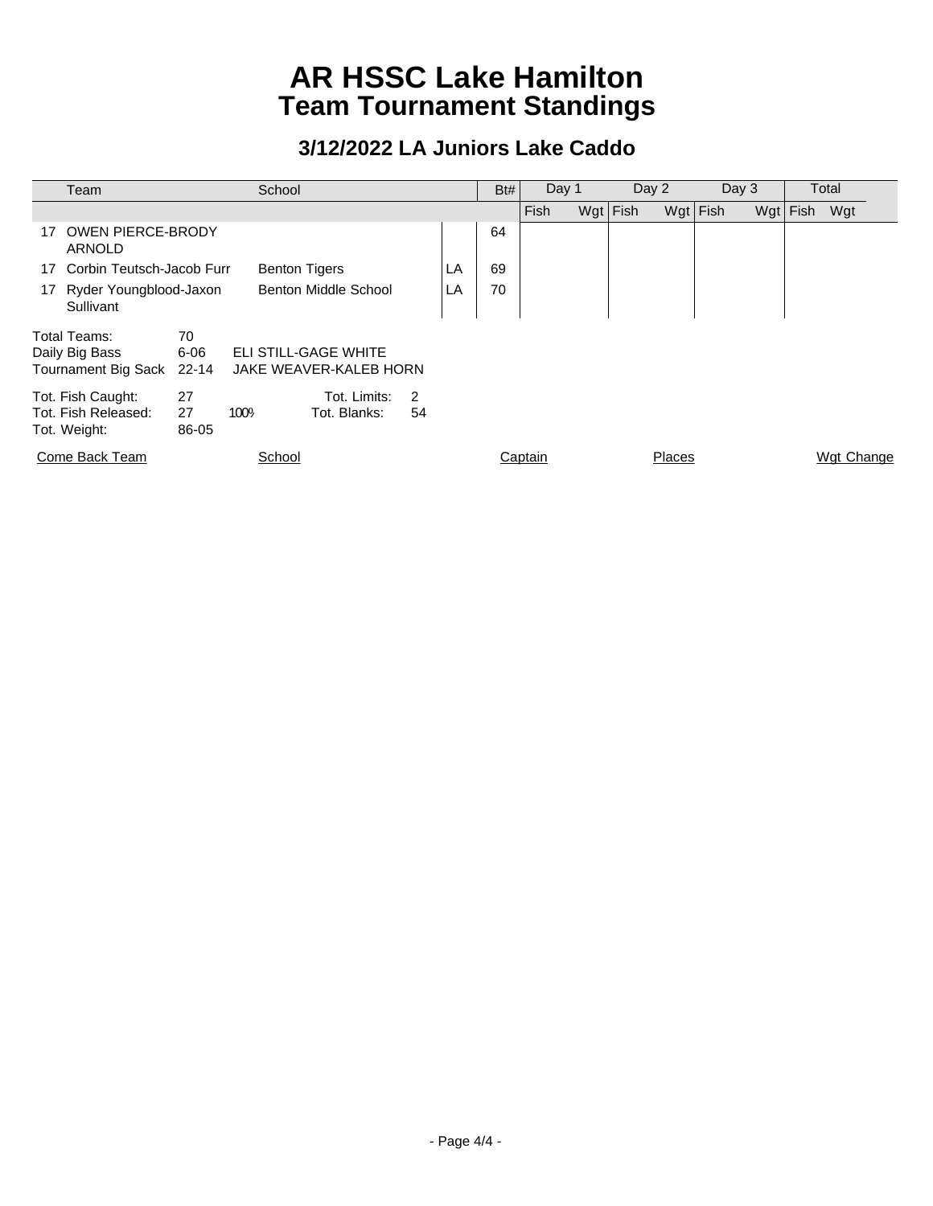# AR HSSC Lake Hamilton
# Team Tournament Standings

## 3/12/2022 LA Juniors Lake Caddo

| | Team | School | | Bt# | Day 1 Fish | Day 1 Wgt | Day 2 Fish | Day 2 Wgt | Day 3 Fish | Day 3 Wgt | Total Fish | Total Wgt |
|---|---|---|---|---|---|---|---|---|---|---|---|---|
| 17 | OWEN PIERCE-BRODY ARNOLD | | | 64 | | | | | | | | |
| 17 | Corbin Teutsch-Jacob Furr | Benton Tigers | LA | 69 | | | | | | | | |
| 17 | Ryder Youngblood-Jaxon Sullivant | Benton Middle School | LA | 70 | | | | | | | | |

Total Teams: 70
Daily Big Bass 6-06 ELI STILL-GAGE WHITE
Tournament Big Sack 22-14 JAKE WEAVER-KALEB HORN

Tot. Fish Caught: 27 Tot. Limits: 2
Tot. Fish Released: 27 100% Tot. Blanks: 54
Tot. Weight: 86-05

| Come Back Team | School | Captain | Places | Wgt Change |
|---|---|---|---|---|